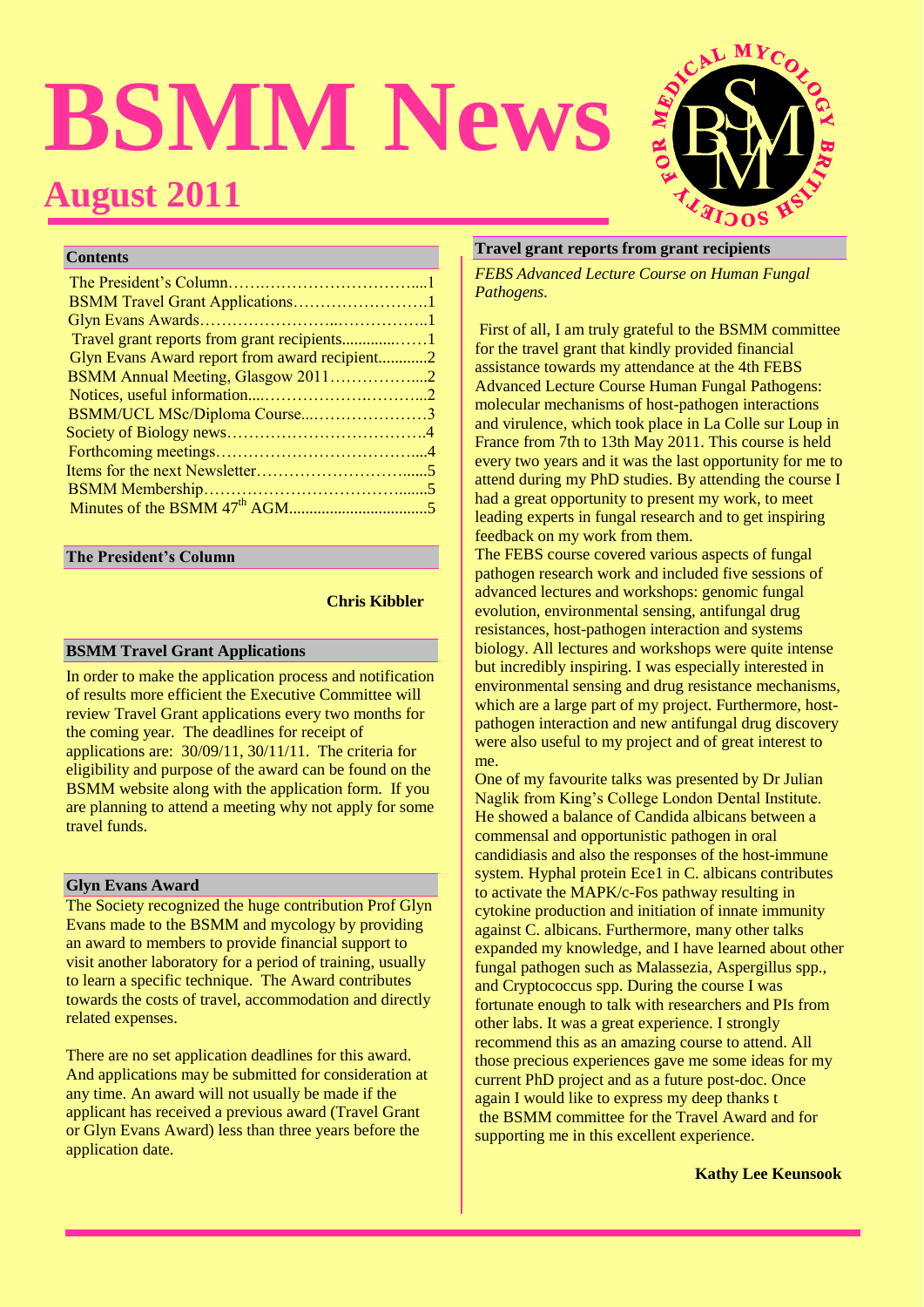# BSMM News

## August 2011

### Contents

| | |
|---|---|
| The President's Column | 1 |
| BSMM Travel Grant Applications | 1 |
| Glyn Evans Awards | 1 |
| Travel grant reports from grant recipients | 1 |
| Glyn Evans Award report from award recipient | 2 |
| BSMM Annual Meeting, Glasgow 2011 | 2 |
| Notices, useful information | 2 |
| BSMM/UCL MSc/Diploma Course | 3 |
| Society of Biology news | 4 |
| Forthcoming meetings | 4 |
| Items for the next Newsletter | 5 |
| BSMM Membership | 5 |
| Minutes of the BSMM 47th AGM | 5 |

### The President's Column

**Chris Kibbler**

### BSMM Travel Grant Applications

In order to make the application process and notification of results more efficient the Executive Committee will review Travel Grant applications every two months for the coming year. The deadlines for receipt of applications are: 30/09/11, 30/11/11. The criteria for eligibility and purpose of the award can be found on the BSMM website along with the application form. If you are planning to attend a meeting why not apply for some travel funds.

### Glyn Evans Award

The Society recognized the huge contribution Prof Glyn Evans made to the BSMM and mycology by providing an award to members to provide financial support to visit another laboratory for a period of training, usually to learn a specific technique. The Award contributes towards the costs of travel, accommodation and directly related expenses.

There are no set application deadlines for this award. And applications may be submitted for consideration at any time. An award will not usually be made if the applicant has received a previous award (Travel Grant or Glyn Evans Award) less than three years before the application date.

### Travel grant reports from grant recipients

*FEBS Advanced Lecture Course on Human Fungal Pathogens.*

First of all, I am truly grateful to the BSMM committee for the travel grant that kindly provided financial assistance towards my attendance at the 4th FEBS Advanced Lecture Course Human Fungal Pathogens: molecular mechanisms of host-pathogen interactions and virulence, which took place in La Colle sur Loup in France from 7th to 13th May 2011. This course is held every two years and it was the last opportunity for me to attend during my PhD studies. By attending the course I had a great opportunity to present my work, to meet leading experts in fungal research and to get inspiring feedback on my work from them.

The FEBS course covered various aspects of fungal pathogen research work and included five sessions of advanced lectures and workshops: genomic fungal evolution, environmental sensing, antifungal drug resistances, host-pathogen interaction and systems biology. All lectures and workshops were quite intense but incredibly inspiring. I was especially interested in environmental sensing and drug resistance mechanisms, which are a large part of my project. Furthermore, host-pathogen interaction and new antifungal drug discovery were also useful to my project and of great interest to me.

One of my favourite talks was presented by Dr Julian Naglik from King's College London Dental Institute. He showed a balance of Candida albicans between a commensal and opportunistic pathogen in oral candidiasis and also the responses of the host-immune system. Hyphal protein Ece1 in C. albicans contributes to activate the MAPK/c-Fos pathway resulting in cytokine production and initiation of innate immunity against C. albicans. Furthermore, many other talks expanded my knowledge, and I have learned about other fungal pathogen such as Malassezia, Aspergillus spp., and Cryptococcus spp. During the course I was fortunate enough to talk with researchers and PIs from other labs. It was a great experience. I strongly recommend this as an amazing course to attend. All those precious experiences gave me some ideas for my current PhD project and as a future post-doc. Once again I would like to express my deep thanks t the BSMM committee for the Travel Award and for supporting me in this excellent experience.

**Kathy Lee Keunsook**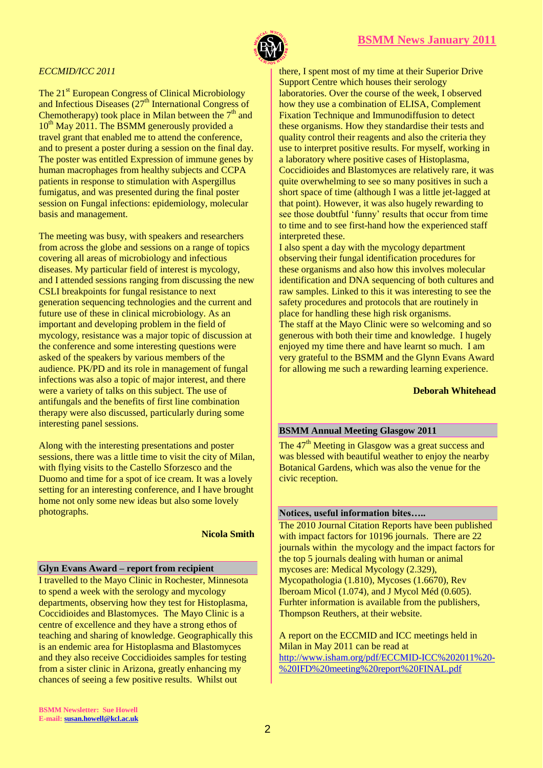*ECCMID/ICC 2011*

The 21st European Congress of Clinical Microbiology and Infectious Diseases (27th International Congress of Chemotherapy) took place in Milan between the 7th and 10th May 2011. The BSMM generously provided a travel grant that enabled me to attend the conference, and to present a poster during a session on the final day. The poster was entitled Expression of immune genes by human macrophages from healthy subjects and CCPA patients in response to stimulation with Aspergillus fumigatus, and was presented during the final poster session on Fungal infections: epidemiology, molecular basis and management.

The meeting was busy, with speakers and researchers from across the globe and sessions on a range of topics covering all areas of microbiology and infectious diseases. My particular field of interest is mycology, and I attended sessions ranging from discussing the new CSLI breakpoints for fungal resistance to next generation sequencing technologies and the current and future use of these in clinical microbiology. As an important and developing problem in the field of mycology, resistance was a major topic of discussion at the conference and some interesting questions were asked of the speakers by various members of the audience. PK/PD and its role in management of fungal infections was also a topic of major interest, and there were a variety of talks on this subject. The use of antifungals and the benefits of first line combination therapy were also discussed, particularly during some interesting panel sessions.

Along with the interesting presentations and poster sessions, there was a little time to visit the city of Milan, with flying visits to the Castello Sforzesco and the Duomo and time for a spot of ice cream. It was a lovely setting for an interesting conference, and I have brought home not only some new ideas but also some lovely photographs.

**Nicola Smith**

## Glyn Evans Award – report from recipient

I travelled to the Mayo Clinic in Rochester, Minnesota to spend a week with the serology and mycology departments, observing how they test for Histoplasma, Coccidioides and Blastomyces. The Mayo Clinic is a centre of excellence and they have a strong ethos of teaching and sharing of knowledge. Geographically this is an endemic area for Histoplasma and Blastomyces and they also receive Coccidioides samples for testing from a sister clinic in Arizona, greatly enhancing my chances of seeing a few positive results. Whilst out there, I spent most of my time at their Superior Drive Support Centre which houses their serology laboratories. Over the course of the week, I observed how they use a combination of ELISA, Complement Fixation Technique and Immunodiffusion to detect these organisms. How they standardise their tests and quality control their reagents and also the criteria they use to interpret positive results. For myself, working in a laboratory where positive cases of Histoplasma, Coccidioides and Blastomyces are relatively rare, it was quite overwhelming to see so many positives in such a short space of time (although I was a little jet-lagged at that point). However, it was also hugely rewarding to see those doubtful 'funny' results that occur from time to time and to see first-hand how the experienced staff interpreted these.

I also spent a day with the mycology department observing their fungal identification procedures for these organisms and also how this involves molecular identification and DNA sequencing of both cultures and raw samples. Linked to this it was interesting to see the safety procedures and protocols that are routinely in place for handling these high risk organisms.

The staff at the Mayo Clinic were so welcoming and so generous with both their time and knowledge. I hugely enjoyed my time there and have learnt so much. I am very grateful to the BSMM and the Glynn Evans Award for allowing me such a rewarding learning experience.

**Deborah Whitehead**

## BSMM Annual Meeting Glasgow 2011

The 47th Meeting in Glasgow was a great success and was blessed with beautiful weather to enjoy the nearby Botanical Gardens, which was also the venue for the civic reception.

## Notices, useful information bites…..

The 2010 Journal Citation Reports have been published with impact factors for 10196 journals. There are 22 journals within the mycology and the impact factors for the top 5 journals dealing with human or animal mycoses are: Medical Mycology (2.329), Mycopathologia (1.810), Mycoses (1.6670), Rev Iberoam Micol (1.074), and J Mycol Méd (0.605). Furhter information is available from the publishers, Thompson Reuthers, at their website.

A report on the ECCMID and ICC meetings held in Milan in May 2011 can be read at http://www.isham.org/pdf/ECCMID-ICC%202011%20-%20IFD%20meeting%20report%20FINAL.pdf

BSMM Newsletter: Sue Howell
E-mail: susan.howell@kcl.ac.uk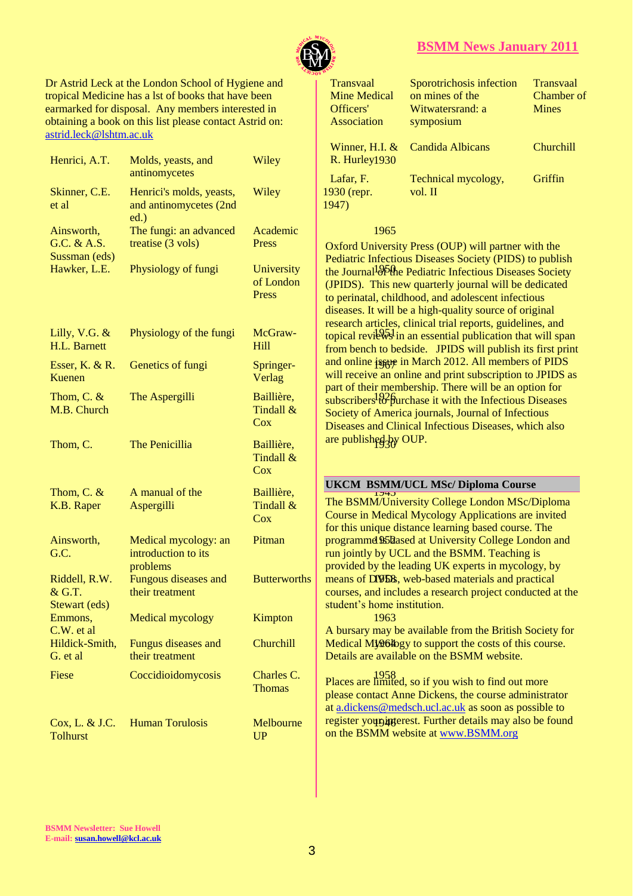Dr Astrid Leck at the London School of Hygiene and tropical Medicine has a lst of books that have been earmarked for disposal. Any members interested in obtaining a book on this list please contact Astrid on: astrid.leck@lshtm.ac.uk

| | | |
|---|---|---|
| Henrici, A.T. | Molds, yeasts, and antinomycetes | Wiley |
| Skinner, C.E. et al | Henrici's molds, yeasts, and antinomycetes (2nd ed.) | Wiley |
| Ainsworth, G.C. & A.S. Sussman (eds) | The fungi: an advanced treatise (3 vols) | Academic Press |
| Hawker, L.E. | Physiology of fungi | University of London Press |
| Lilly, V.G. & H.L. Barnett | Physiology of the fungi | McGraw-Hill |
| Esser, K. & R. Kuenen | Genetics of fungi | Springer-Verlag |
| Thom, C. & M.B. Church | The Aspergilli | Baillière, Tindall & Cox |
| Thom, C. | The Penicillia | Baillière, Tindall & Cox |
| Thom, C. & K.B. Raper | A manual of the Aspergilli | Baillière, Tindall & Cox |
| Ainsworth, G.C. | Medical mycology: an introduction to its problems | Pitman |
| Riddell, R.W. & G.T. Stewart (eds) | Fungous diseases and their treatment | Butterworths |
| Emmons, C.W. et al | Medical mycology | Kimpton |
| Hildick-Smith, G. et al | Fungus diseases and their treatment | Churchill |
| Fiese | Coccidioidomycosis | Charles C. Thomas |
| Cox, L. & J.C. Tolhurst | Human Torulosis | Melbourne UP |
| Transvaal Mine Medical Officers' Association | Sporotrichosis infection on mines of the Witwatersrand: a symposium | Transvaal Chamber of Mines |
| Winner, H.I. & R. Hurley 1930 | Candida Albicans | Churchill |
| Lafar, F. 1930 (repr. 1947) | Technical mycology, vol. II | Griffin |

1965

1950

1951

1967

1926

1930

1945

1952

1958

1963

1964

1958

1946

Oxford University Press (OUP) will partner with the Pediatric Infectious Diseases Society (PIDS) to publish the Journal of the Pediatric Infectious Diseases Society (JPIDS). This new quarterly journal will be dedicated to perinatal, childhood, and adolescent infectious diseases. It will be a high-quality source of original research articles, clinical trial reports, guidelines, and topical reviews in an essential publication that will span from bench to bedside. JPIDS will publish its first print and online issue in March 2012. All members of PIDS will receive an online and print subscription to JPIDS as part of their membership. There will be an option for subscribers to purchase it with the Infectious Diseases Society of America journals, Journal of Infectious Diseases and Clinical Infectious Diseases, which also are published by OUP.

## UKCM BSMM/UCL MSc/ Diploma Course

The BSMM/University College London MSc/Diploma Course in Medical Mycology Applications are invited for this unique distance learning based course. The programme is based at University College London and run jointly by UCL and the BSMM. Teaching is provided by the leading UK experts in mycology, by means of DVDs, web-based materials and practical courses, and includes a research project conducted at the student's home institution.

A bursary may be available from the British Society for Medical Mycology to support the costs of this course. Details are available on the BSMM website.

Places are limited, so if you wish to find out more please contact Anne Dickens, the course administrator at a.dickens@medsch.ucl.ac.uk as soon as possible to register your interest. Further details may also be found on the BSMM website at www.BSMM.org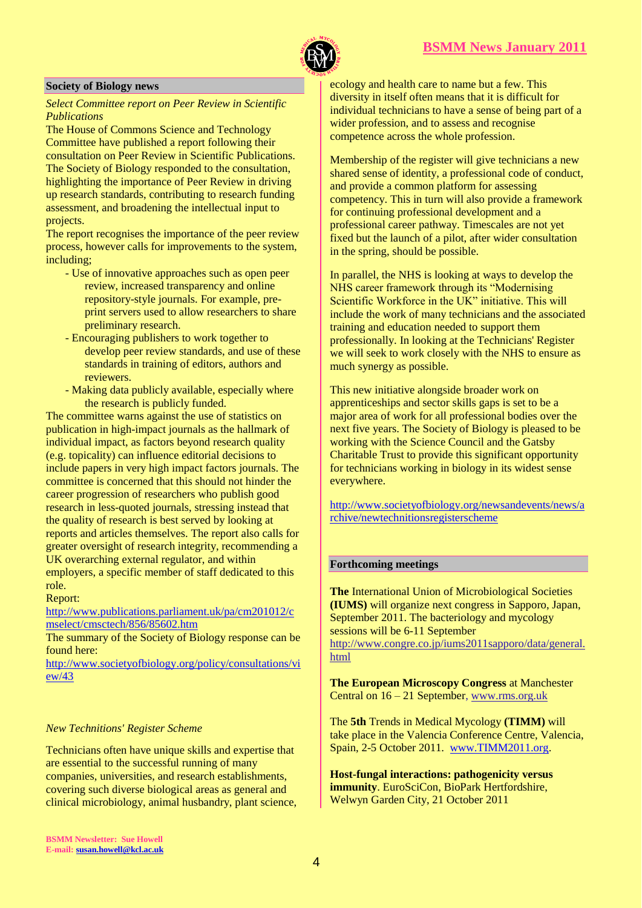## Society of Biology news

*Select Committee report on Peer Review in Scientific Publications*

The House of Commons Science and Technology Committee have published a report following their consultation on Peer Review in Scientific Publications. The Society of Biology responded to the consultation, highlighting the importance of Peer Review in driving up research standards, contributing to research funding assessment, and broadening the intellectual input to projects.

The report recognises the importance of the peer review process, however calls for improvements to the system, including;

- Use of innovative approaches such as open peer review, increased transparency and online repository-style journals. For example, pre-print servers used to allow researchers to share preliminary research.
- Encouraging publishers to work together to develop peer review standards, and use of these standards in training of editors, authors and reviewers.
- Making data publicly available, especially where the research is publicly funded.

The committee warns against the use of statistics on publication in high-impact journals as the hallmark of individual impact, as factors beyond research quality (e.g. topicality) can influence editorial decisions to include papers in very high impact factors journals. The committee is concerned that this should not hinder the career progression of researchers who publish good research in less-quoted journals, stressing instead that the quality of research is best served by looking at reports and articles themselves. The report also calls for greater oversight of research integrity, recommending a UK overarching external regulator, and within employers, a specific member of staff dedicated to this role.

Report:
http://www.publications.parliament.uk/pa/cm201012/cmselect/cmsctech/856/85602.htm

The summary of the Society of Biology response can be found here:
http://www.societyofbiology.org/policy/consultations/view/43

*New Technitions' Register Scheme*

Technicians often have unique skills and expertise that are essential to the successful running of many companies, universities, and research establishments, covering such diverse biological areas as general and clinical microbiology, animal husbandry, plant science, ecology and health care to name but a few. This diversity in itself often means that it is difficult for individual technicians to have a sense of being part of a wider profession, and to assess and recognise competence across the whole profession.

Membership of the register will give technicians a new shared sense of identity, a professional code of conduct, and provide a common platform for assessing competency. This in turn will also provide a framework for continuing professional development and a professional career pathway. Timescales are not yet fixed but the launch of a pilot, after wider consultation in the spring, should be possible.

In parallel, the NHS is looking at ways to develop the NHS career framework through its "Modernising Scientific Workforce in the UK" initiative. This will include the work of many technicians and the associated training and education needed to support them professionally. In looking at the Technicians' Register we will seek to work closely with the NHS to ensure as much synergy as possible.

This new initiative alongside broader work on apprenticeships and sector skills gaps is set to be a major area of work for all professional bodies over the next five years. The Society of Biology is pleased to be working with the Science Council and the Gatsby Charitable Trust to provide this significant opportunity for technicians working in biology in its widest sense everywhere.

http://www.societyofbiology.org/newsandevents/news/archive/newtechnitionsregisterscheme

## Forthcoming meetings

**The** International Union of Microbiological Societies **(IUMS)** will organize next congress in Sapporo, Japan, September 2011. The bacteriology and mycology sessions will be 6-11 September
http://www.congre.co.jp/iums2011sapporo/data/general.html

**The European Microscopy Congress** at Manchester Central on 16 – 21 September, www.rms.org.uk

The **5th** Trends in Medical Mycology **(TIMM)** will take place in the Valencia Conference Centre, Valencia, Spain, 2-5 October 2011. www.TIMM2011.org.

**Host-fungal interactions: pathogenicity versus immunity**. EuroSciCon, BioPark Hertfordshire, Welwyn Garden City, 21 October 2011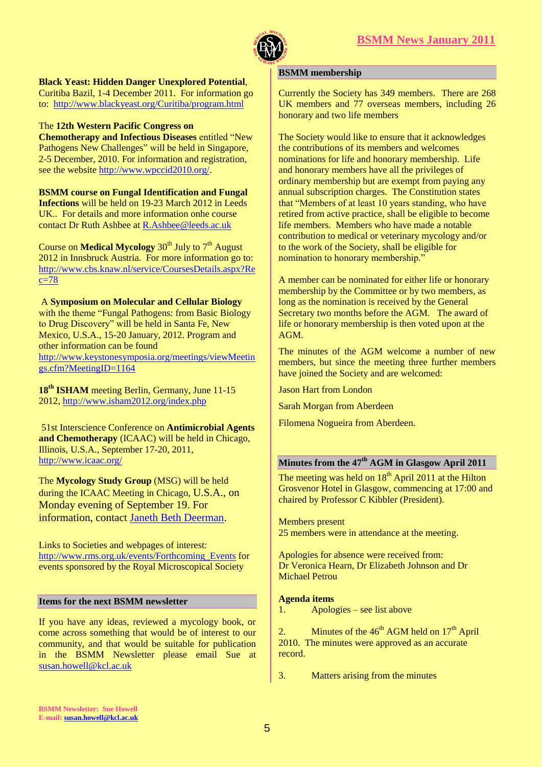**Black Yeast: Hidden Danger Unexplored Potential**, Curitiba Bazil, 1-4 December 2011. For information go to: http://www.blackyeast.org/Curitiba/program.html

The **12th Western Pacific Congress on Chemotherapy and Infectious Diseases** entitled "New Pathogens New Challenges" will be held in Singapore, 2-5 December, 2010. For information and registration, see the website http://www.wpccid2010.org/.

**BSMM course on Fungal Identification and Fungal Infections** will be held on 19-23 March 2012 in Leeds UK.. For details and more information onhe course contact Dr Ruth Ashbee at R.Ashbee@leeds.ac.uk

Course on **Medical Mycology** 30th July to 7th August 2012 in Innsbruck Austria. For more information go to: http://www.cbs.knaw.nl/service/CoursesDetails.aspx?Rec=78

A **Symposium on Molecular and Cellular Biology** with the theme "Fungal Pathogens: from Basic Biology to Drug Discovery" will be held in Santa Fe, New Mexico, U.S.A., 15-20 January, 2012. Program and other information can be found http://www.keystonesymposia.org/meetings/viewMeetings.cfm?MeetingID=1164

**18th ISHAM** meeting Berlin, Germany, June 11-15 2012, http://www.isham2012.org/index.php

51st Interscience Conference on **Antimicrobial Agents and Chemotherapy** (ICAAC) will be held in Chicago, Illinois, U.S.A., September 17-20, 2011, http://www.icaac.org/

The **Mycology Study Group** (MSG) will be held during the ICAAC Meeting in Chicago, U.S.A., on Monday evening of September 19. For information, contact Janeth Beth Deerman.

Links to Societies and webpages of interest: http://www.rms.org.uk/events/Forthcoming_Events for events sponsored by the Royal Microscopical Society

## Items for the next BSMM newsletter

If you have any ideas, reviewed a mycology book, or come across something that would be of interest to our community, and that would be suitable for publication in the BSMM Newsletter please email Sue at susan.howell@kcl.ac.uk

## BSMM membership

Currently the Society has 349 members. There are 268 UK members and 77 overseas members, including 26 honorary and two life members

The Society would like to ensure that it acknowledges the contributions of its members and welcomes nominations for life and honorary membership. Life and honorary members have all the privileges of ordinary membership but are exempt from paying any annual subscription charges. The Constitution states that "Members of at least 10 years standing, who have retired from active practice, shall be eligible to become life members. Members who have made a notable contribution to medical or veterinary mycology and/or to the work of the Society, shall be eligible for nomination to honorary membership."

A member can be nominated for either life or honorary membership by the Committee or by two members, as long as the nomination is received by the General Secretary two months before the AGM. The award of life or honorary membership is then voted upon at the AGM.

The minutes of the AGM welcome a number of new members, but since the meeting three further members have joined the Society and are welcomed:

Jason Hart from London

Sarah Morgan from Aberdeen

Filomena Nogueira from Aberdeen.

## Minutes from the 47th AGM in Glasgow April 2011

The meeting was held on 18th April 2011 at the Hilton Grosvenor Hotel in Glasgow, commencing at 17:00 and chaired by Professor C Kibbler (President).

Members present
25 members were in attendance at the meeting.

Apologies for absence were received from:
Dr Veronica Hearn, Dr Elizabeth Johnson and Dr Michael Petrou

**Agenda items**

1. Apologies – see list above

2. Minutes of the 46th AGM held on 17th April 2010. The minutes were approved as an accurate record.

3. Matters arising from the minutes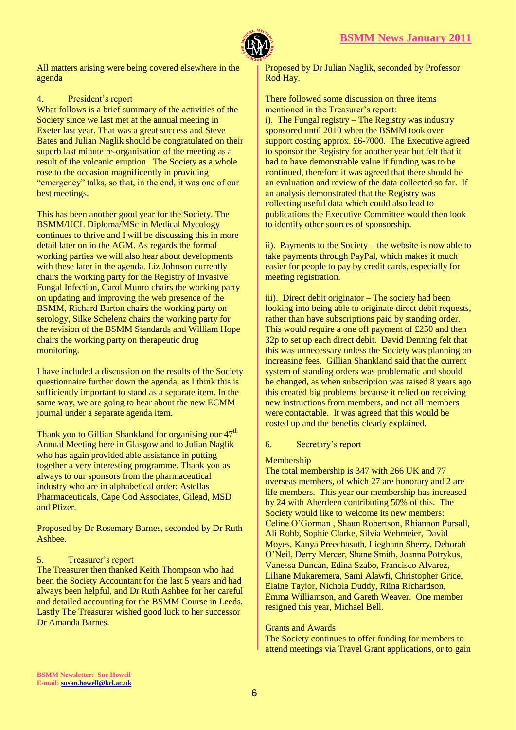All matters arising were being covered elsewhere in the agenda

4. President's report

What follows is a brief summary of the activities of the Society since we last met at the annual meeting in Exeter last year. That was a great success and Steve Bates and Julian Naglik should be congratulated on their superb last minute re-organisation of the meeting as a result of the volcanic eruption. The Society as a whole rose to the occasion magnificently in providing "emergency" talks, so that, in the end, it was one of our best meetings.

This has been another good year for the Society. The BSMM/UCL Diploma/MSc in Medical Mycology continues to thrive and I will be discussing this in more detail later on in the AGM. As regards the formal working parties we will also hear about developments with these later in the agenda. Liz Johnson currently chairs the working party for the Registry of Invasive Fungal Infection, Carol Munro chairs the working party on updating and improving the web presence of the BSMM, Richard Barton chairs the working party on serology, Silke Schelenz chairs the working party for the revision of the BSMM Standards and William Hope chairs the working party on therapeutic drug monitoring.

I have included a discussion on the results of the Society questionnaire further down the agenda, as I think this is sufficiently important to stand as a separate item. In the same way, we are going to hear about the new ECMM journal under a separate agenda item.

Thank you to Gillian Shankland for organising our 47th Annual Meeting here in Glasgow and to Julian Naglik who has again provided able assistance in putting together a very interesting programme. Thank you as always to our sponsors from the pharmaceutical industry who are in alphabetical order: Astellas Pharmaceuticals, Cape Cod Associates, Gilead, MSD and Pfizer.

Proposed by Dr Rosemary Barnes, seconded by Dr Ruth Ashbee.

5. Treasurer's report

The Treasurer then thanked Keith Thompson who had been the Society Accountant for the last 5 years and had always been helpful, and Dr Ruth Ashbee for her careful and detailed accounting for the BSMM Course in Leeds. Lastly The Treasurer wished good luck to her successor Dr Amanda Barnes.

Proposed by Dr Julian Naglik, seconded by Professor Rod Hay.

There followed some discussion on three items mentioned in the Treasurer's report:

i). The Fungal registry – The Registry was industry sponsored until 2010 when the BSMM took over support costing approx. £6-7000. The Executive agreed to sponsor the Registry for another year but felt that it had to have demonstrable value if funding was to be continued, therefore it was agreed that there should be an evaluation and review of the data collected so far. If an analysis demonstrated that the Registry was collecting useful data which could also lead to publications the Executive Committee would then look to identify other sources of sponsorship.

ii). Payments to the Society – the website is now able to take payments through PayPal, which makes it much easier for people to pay by credit cards, especially for meeting registration.

iii). Direct debit originator – The society had been looking into being able to originate direct debit requests, rather than have subscriptions paid by standing order. This would require a one off payment of £250 and then 32p to set up each direct debit. David Denning felt that this was unnecessary unless the Society was planning on increasing fees. Gillian Shankland said that the current system of standing orders was problematic and should be changed, as when subscription was raised 8 years ago this created big problems because it relied on receiving new instructions from members, and not all members were contactable. It was agreed that this would be costed up and the benefits clearly explained.

6. Secretary's report

Membership

The total membership is 347 with 266 UK and 77 overseas members, of which 27 are honorary and 2 are life members. This year our membership has increased by 24 with Aberdeen contributing 50% of this. The Society would like to welcome its new members: Celine O'Gorman , Shaun Robertson, Rhiannon Pursall, Ali Robb, Sophie Clarke, Silvia Wehmeier, David Moyes, Kanya Preechasuth, Lieghann Sherry, Deborah O'Neil, Derry Mercer, Shane Smith, Joanna Potrykus, Vanessa Duncan, Edina Szabo, Francisco Alvarez, Liliane Mukaremera, Sami Alawfi, Christopher Grice, Elaine Taylor, Nichola Duddy, Riina Richardson, Emma Williamson, and Gareth Weaver. One member resigned this year, Michael Bell.

Grants and Awards

The Society continues to offer funding for members to attend meetings via Travel Grant applications, or to gain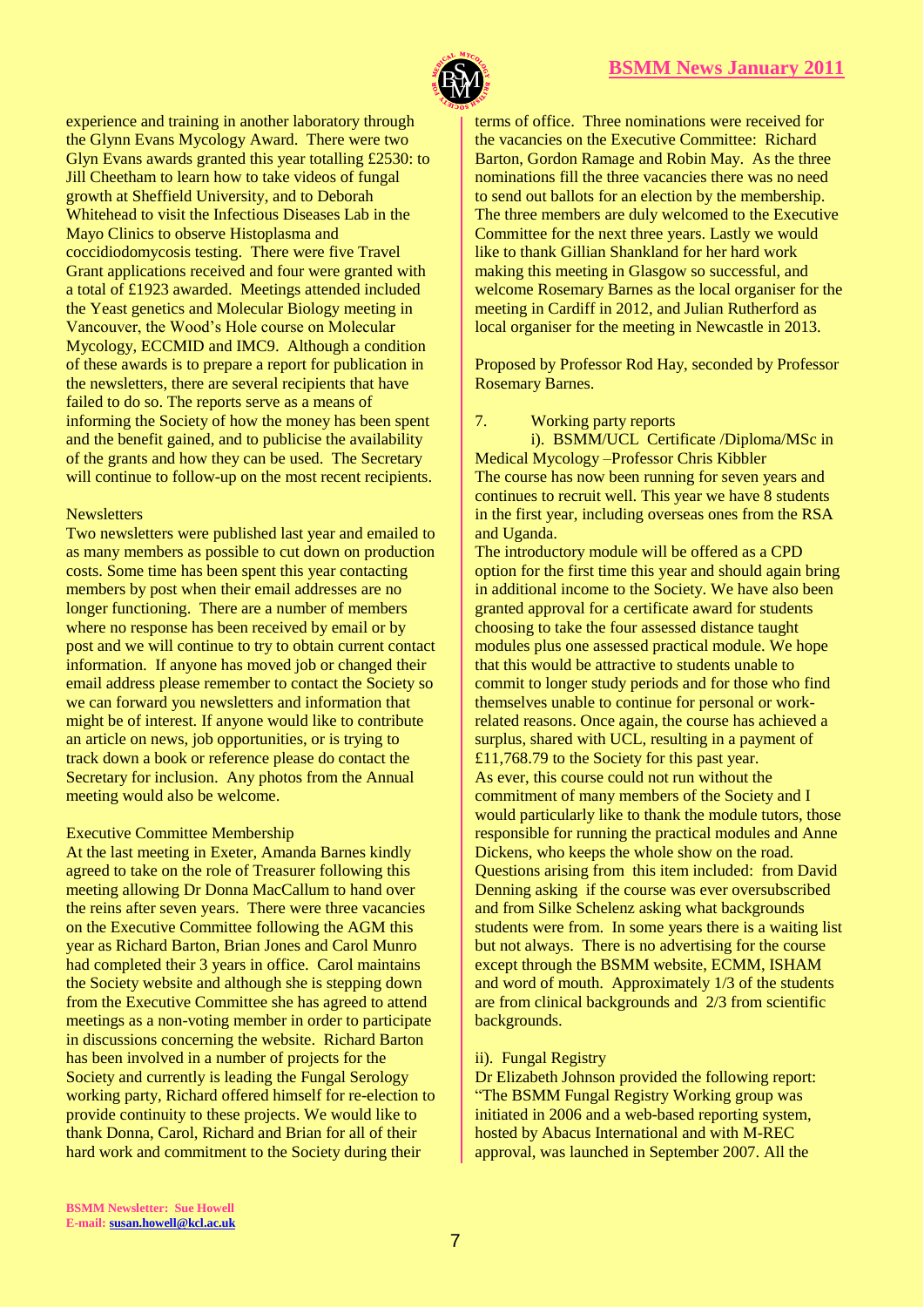experience and training in another laboratory through the Glynn Evans Mycology Award. There were two Glyn Evans awards granted this year totalling £2530: to Jill Cheetham to learn how to take videos of fungal growth at Sheffield University, and to Deborah Whitehead to visit the Infectious Diseases Lab in the Mayo Clinics to observe Histoplasma and coccidiodomycosis testing. There were five Travel Grant applications received and four were granted with a total of £1923 awarded. Meetings attended included the Yeast genetics and Molecular Biology meeting in Vancouver, the Wood's Hole course on Molecular Mycology, ECCMID and IMC9. Although a condition of these awards is to prepare a report for publication in the newsletters, there are several recipients that have failed to do so. The reports serve as a means of informing the Society of how the money has been spent and the benefit gained, and to publicise the availability of the grants and how they can be used. The Secretary will continue to follow-up on the most recent recipients.

Newsletters

Two newsletters were published last year and emailed to as many members as possible to cut down on production costs. Some time has been spent this year contacting members by post when their email addresses are no longer functioning. There are a number of members where no response has been received by email or by post and we will continue to try to obtain current contact information. If anyone has moved job or changed their email address please remember to contact the Society so we can forward you newsletters and information that might be of interest. If anyone would like to contribute an article on news, job opportunities, or is trying to track down a book or reference please do contact the Secretary for inclusion. Any photos from the Annual meeting would also be welcome.

Executive Committee Membership

At the last meeting in Exeter, Amanda Barnes kindly agreed to take on the role of Treasurer following this meeting allowing Dr Donna MacCallum to hand over the reins after seven years. There were three vacancies on the Executive Committee following the AGM this year as Richard Barton, Brian Jones and Carol Munro had completed their 3 years in office. Carol maintains the Society website and although she is stepping down from the Executive Committee she has agreed to attend meetings as a non-voting member in order to participate in discussions concerning the website. Richard Barton has been involved in a number of projects for the Society and currently is leading the Fungal Serology working party, Richard offered himself for re-election to provide continuity to these projects. We would like to thank Donna, Carol, Richard and Brian for all of their hard work and commitment to the Society during their terms of office. Three nominations were received for the vacancies on the Executive Committee: Richard Barton, Gordon Ramage and Robin May. As the three nominations fill the three vacancies there was no need to send out ballots for an election by the membership. The three members are duly welcomed to the Executive Committee for the next three years. Lastly we would like to thank Gillian Shankland for her hard work making this meeting in Glasgow so successful, and welcome Rosemary Barnes as the local organiser for the meeting in Cardiff in 2012, and Julian Rutherford as local organiser for the meeting in Newcastle in 2013.

Proposed by Professor Rod Hay, seconded by Professor Rosemary Barnes.

7. Working party reports

i). BSMM/UCL Certificate /Diploma/MSc in Medical Mycology –Professor Chris Kibbler

The course has now been running for seven years and continues to recruit well. This year we have 8 students in the first year, including overseas ones from the RSA and Uganda.

The introductory module will be offered as a CPD option for the first time this year and should again bring in additional income to the Society. We have also been granted approval for a certificate award for students choosing to take the four assessed distance taught modules plus one assessed practical module. We hope that this would be attractive to students unable to commit to longer study periods and for those who find themselves unable to continue for personal or work-related reasons. Once again, the course has achieved a surplus, shared with UCL, resulting in a payment of £11,768.79 to the Society for this past year.

As ever, this course could not run without the commitment of many members of the Society and I would particularly like to thank the module tutors, those responsible for running the practical modules and Anne Dickens, who keeps the whole show on the road.

Questions arising from this item included: from David Denning asking if the course was ever oversubscribed and from Silke Schelenz asking what backgrounds students were from. In some years there is a waiting list but not always. There is no advertising for the course except through the BSMM website, ECMM, ISHAM and word of mouth. Approximately 1/3 of the students are from clinical backgrounds and 2/3 from scientific backgrounds.

ii). Fungal Registry

Dr Elizabeth Johnson provided the following report: "The BSMM Fungal Registry Working group was initiated in 2006 and a web-based reporting system, hosted by Abacus International and with M-REC approval, was launched in September 2007. All the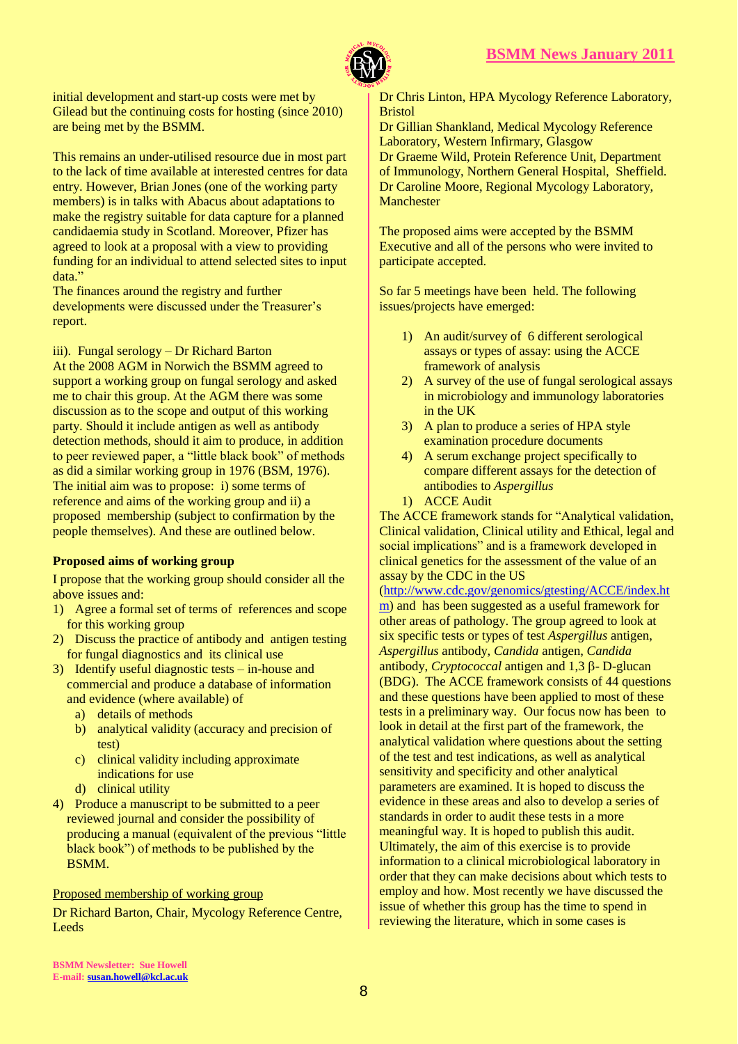initial development and start-up costs were met by Gilead but the continuing costs for hosting (since 2010) are being met by the BSMM.

This remains an under-utilised resource due in most part to the lack of time available at interested centres for data entry. However, Brian Jones (one of the working party members) is in talks with Abacus about adaptations to make the registry suitable for data capture for a planned candidaemia study in Scotland. Moreover, Pfizer has agreed to look at a proposal with a view to providing funding for an individual to attend selected sites to input data."

The finances around the registry and further developments were discussed under the Treasurer's report.

iii). Fungal serology – Dr Richard Barton

At the 2008 AGM in Norwich the BSMM agreed to support a working group on fungal serology and asked me to chair this group. At the AGM there was some discussion as to the scope and output of this working party. Should it include antigen as well as antibody detection methods, should it aim to produce, in addition to peer reviewed paper, a "little black book" of methods as did a similar working group in 1976 (BSM, 1976). The initial aim was to propose: i) some terms of reference and aims of the working group and ii) a proposed membership (subject to confirmation by the people themselves). And these are outlined below.

**Proposed aims of working group**

I propose that the working group should consider all the above issues and:

1) Agree a formal set of terms of references and scope for this working group
2) Discuss the practice of antibody and antigen testing for fungal diagnostics and its clinical use
3) Identify useful diagnostic tests – in-house and commercial and produce a database of information and evidence (where available) of
   a) details of methods
   b) analytical validity (accuracy and precision of test)
   c) clinical validity including approximate indications for use
   d) clinical utility
4) Produce a manuscript to be submitted to a peer reviewed journal and consider the possibility of producing a manual (equivalent of the previous "little black book") of methods to be published by the BSMM.

Proposed membership of working group

Dr Richard Barton, Chair, Mycology Reference Centre, Leeds

Dr Chris Linton, HPA Mycology Reference Laboratory, Bristol

Dr Gillian Shankland, Medical Mycology Reference Laboratory, Western Infirmary, Glasgow

Dr Graeme Wild, Protein Reference Unit, Department of Immunology, Northern General Hospital, Sheffield.

Dr Caroline Moore, Regional Mycology Laboratory, Manchester

The proposed aims were accepted by the BSMM Executive and all of the persons who were invited to participate accepted.

So far 5 meetings have been held. The following issues/projects have emerged:

1) An audit/survey of 6 different serological assays or types of assay: using the ACCE framework of analysis
2) A survey of the use of fungal serological assays in microbiology and immunology laboratories in the UK
3) A plan to produce a series of HPA style examination procedure documents
4) A serum exchange project specifically to compare different assays for the detection of antibodies to *Aspergillus*

1) ACCE Audit

The ACCE framework stands for "Analytical validation, Clinical validation, Clinical utility and Ethical, legal and social implications" and is a framework developed in clinical genetics for the assessment of the value of an assay by the CDC in the US (http://www.cdc.gov/genomics/gtesting/ACCE/index.htm) and has been suggested as a useful framework for other areas of pathology. The group agreed to look at six specific tests or types of test *Aspergillus* antigen, *Aspergillus* antibody, *Candida* antigen, *Candida* antibody, *Cryptococcal* antigen and 1,3 β- D-glucan (BDG). The ACCE framework consists of 44 questions and these questions have been applied to most of these tests in a preliminary way. Our focus now has been to look in detail at the first part of the framework, the analytical validation where questions about the setting of the test and test indications, as well as analytical sensitivity and specificity and other analytical parameters are examined. It is hoped to discuss the evidence in these areas and also to develop a series of standards in order to audit these tests in a more meaningful way. It is hoped to publish this audit. Ultimately, the aim of this exercise is to provide information to a clinical microbiological laboratory in order that they can make decisions about which tests to employ and how. Most recently we have discussed the issue of whether this group has the time to spend in reviewing the literature, which in some cases is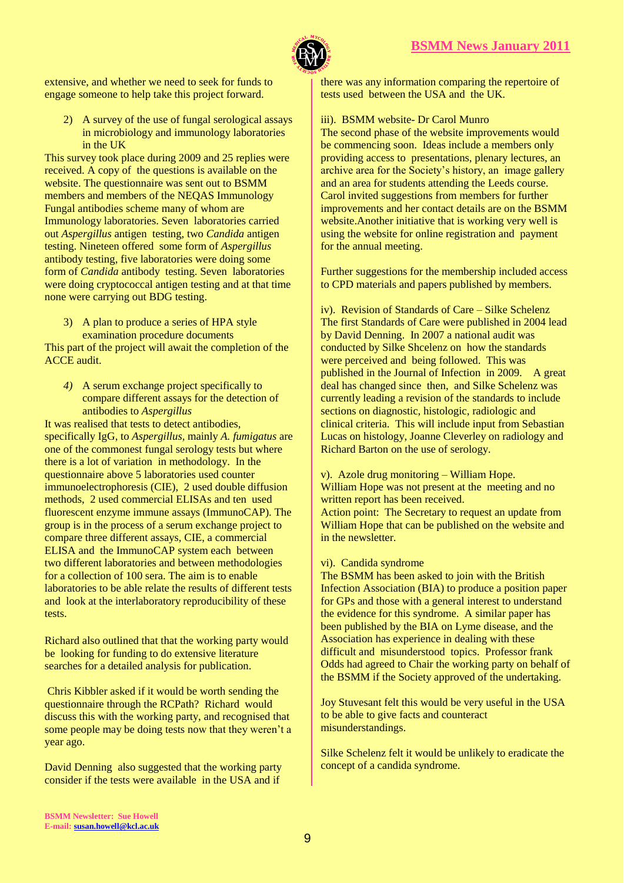extensive, and whether we need to seek for funds to engage someone to help take this project forward.

2) A survey of the use of fungal serological assays in microbiology and immunology laboratories in the UK

This survey took place during 2009 and 25 replies were received. A copy of the questions is available on the website. The questionnaire was sent out to BSMM members and members of the NEQAS Immunology Fungal antibodies scheme many of whom are Immunology laboratories. Seven laboratories carried out *Aspergillus* antigen testing, two *Candida* antigen testing. Nineteen offered some form of *Aspergillus* antibody testing, five laboratories were doing some form of *Candida* antibody testing. Seven laboratories were doing cryptococcal antigen testing and at that time none were carrying out BDG testing.

3) A plan to produce a series of HPA style examination procedure documents

This part of the project will await the completion of the ACCE audit.

*4)* A serum exchange project specifically to compare different assays for the detection of antibodies to *Aspergillus*

It was realised that tests to detect antibodies, specifically IgG, to *Aspergillus,* mainly *A. fumigatus* are one of the commonest fungal serology tests but where there is a lot of variation in methodology. In the questionnaire above 5 laboratories used counter immunoelectrophoresis (CIE), 2 used double diffusion methods, 2 used commercial ELISAs and ten used fluorescent enzyme immune assays (ImmunoCAP). The group is in the process of a serum exchange project to compare three different assays, CIE, a commercial ELISA and the ImmunoCAP system each between two different laboratories and between methodologies for a collection of 100 sera. The aim is to enable laboratories to be able relate the results of different tests and look at the interlaboratory reproducibility of these tests.

Richard also outlined that that the working party would be looking for funding to do extensive literature searches for a detailed analysis for publication.

Chris Kibbler asked if it would be worth sending the questionnaire through the RCPath? Richard would discuss this with the working party, and recognised that some people may be doing tests now that they weren't a year ago.

David Denning also suggested that the working party consider if the tests were available in the USA and if there was any information comparing the repertoire of tests used between the USA and the UK.

iii). BSMM website- Dr Carol Munro

The second phase of the website improvements would be commencing soon. Ideas include a members only providing access to presentations, plenary lectures, an archive area for the Society's history, an image gallery and an area for students attending the Leeds course. Carol invited suggestions from members for further improvements and her contact details are on the BSMM website.Another initiative that is working very well is using the website for online registration and payment for the annual meeting.

Further suggestions for the membership included access to CPD materials and papers published by members.

iv). Revision of Standards of Care – Silke Schelenz

The first Standards of Care were published in 2004 lead by David Denning. In 2007 a national audit was conducted by Silke Shcelenz on how the standards were perceived and being followed. This was published in the Journal of Infection in 2009. A great deal has changed since then, and Silke Schelenz was currently leading a revision of the standards to include sections on diagnostic, histologic, radiologic and clinical criteria. This will include input from Sebastian Lucas on histology, Joanne Cleverley on radiology and Richard Barton on the use of serology.

v). Azole drug monitoring – William Hope.

William Hope was not present at the meeting and no written report has been received.

Action point: The Secretary to request an update from William Hope that can be published on the website and in the newsletter.

vi). Candida syndrome

The BSMM has been asked to join with the British Infection Association (BIA) to produce a position paper for GPs and those with a general interest to understand the evidence for this syndrome. A similar paper has been published by the BIA on Lyme disease, and the Association has experience in dealing with these difficult and misunderstood topics. Professor frank Odds had agreed to Chair the working party on behalf of the BSMM if the Society approved of the undertaking.

Joy Stuvesant felt this would be very useful in the USA to be able to give facts and counteract misunderstandings.

Silke Schelenz felt it would be unlikely to eradicate the concept of a candida syndrome.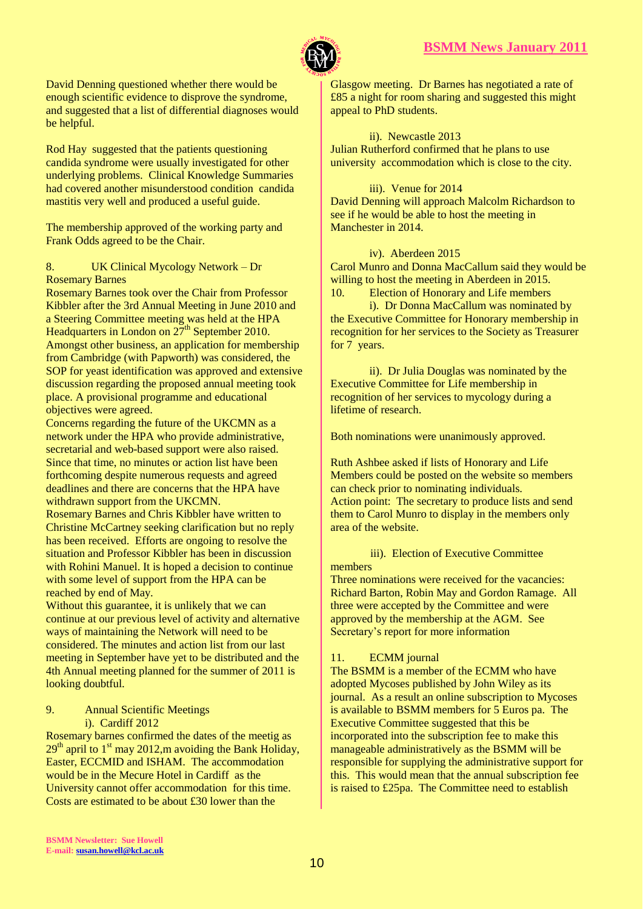David Denning questioned whether there would be enough scientific evidence to disprove the syndrome, and suggested that a list of differential diagnoses would be helpful.

Rod Hay suggested that the patients questioning candida syndrome were usually investigated for other underlying problems. Clinical Knowledge Summaries had covered another misunderstood condition candida mastitis very well and produced a useful guide.

The membership approved of the working party and Frank Odds agreed to be the Chair.

8. UK Clinical Mycology Network – Dr Rosemary Barnes

Rosemary Barnes took over the Chair from Professor Kibbler after the 3rd Annual Meeting in June 2010 and a Steering Committee meeting was held at the HPA Headquarters in London on 27th September 2010. Amongst other business, an application for membership from Cambridge (with Papworth) was considered, the SOP for yeast identification was approved and extensive discussion regarding the proposed annual meeting took place. A provisional programme and educational objectives were agreed.

Concerns regarding the future of the UKCMN as a network under the HPA who provide administrative, secretarial and web-based support were also raised. Since that time, no minutes or action list have been forthcoming despite numerous requests and agreed deadlines and there are concerns that the HPA have withdrawn support from the UKCMN.

Rosemary Barnes and Chris Kibbler have written to Christine McCartney seeking clarification but no reply has been received. Efforts are ongoing to resolve the situation and Professor Kibbler has been in discussion with Rohini Manuel. It is hoped a decision to continue with some level of support from the HPA can be reached by end of May.

Without this guarantee, it is unlikely that we can continue at our previous level of activity and alternative ways of maintaining the Network will need to be considered. The minutes and action list from our last meeting in September have yet to be distributed and the 4th Annual meeting planned for the summer of 2011 is looking doubtful.

9. Annual Scientific Meetings

i). Cardiff 2012

Rosemary barnes confirmed the dates of the meetig as 29th april to 1st may 2012,m avoiding the Bank Holiday, Easter, ECCMID and ISHAM. The accommodation would be in the Mecure Hotel in Cardiff as the University cannot offer accommodation for this time. Costs are estimated to be about £30 lower than the Glasgow meeting. Dr Barnes has negotiated a rate of £85 a night for room sharing and suggested this might appeal to PhD students.

ii). Newcastle 2013

Julian Rutherford confirmed that he plans to use university accommodation which is close to the city.

iii). Venue for 2014

David Denning will approach Malcolm Richardson to see if he would be able to host the meeting in Manchester in 2014.

iv). Aberdeen 2015

Carol Munro and Donna MacCallum said they would be willing to host the meeting in Aberdeen in 2015.

10. Election of Honorary and Life members

i). Dr Donna MacCallum was nominated by the Executive Committee for Honorary membership in recognition for her services to the Society as Treasurer for 7 years.

ii). Dr Julia Douglas was nominated by the Executive Committee for Life membership in recognition of her services to mycology during a lifetime of research.

Both nominations were unanimously approved.

Ruth Ashbee asked if lists of Honorary and Life Members could be posted on the website so members can check prior to nominating individuals.
Action point: The secretary to produce lists and send them to Carol Munro to display in the members only area of the website.

iii). Election of Executive Committee members

Three nominations were received for the vacancies: Richard Barton, Robin May and Gordon Ramage. All three were accepted by the Committee and were approved by the membership at the AGM. See Secretary's report for more information

11. ECMM journal

The BSMM is a member of the ECMM who have adopted Mycoses published by John Wiley as its journal. As a result an online subscription to Mycoses is available to BSMM members for 5 Euros pa. The Executive Committee suggested that this be incorporated into the subscription fee to make this manageable administratively as the BSMM will be responsible for supplying the administrative support for this. This would mean that the annual subscription fee is raised to £25pa. The Committee need to establish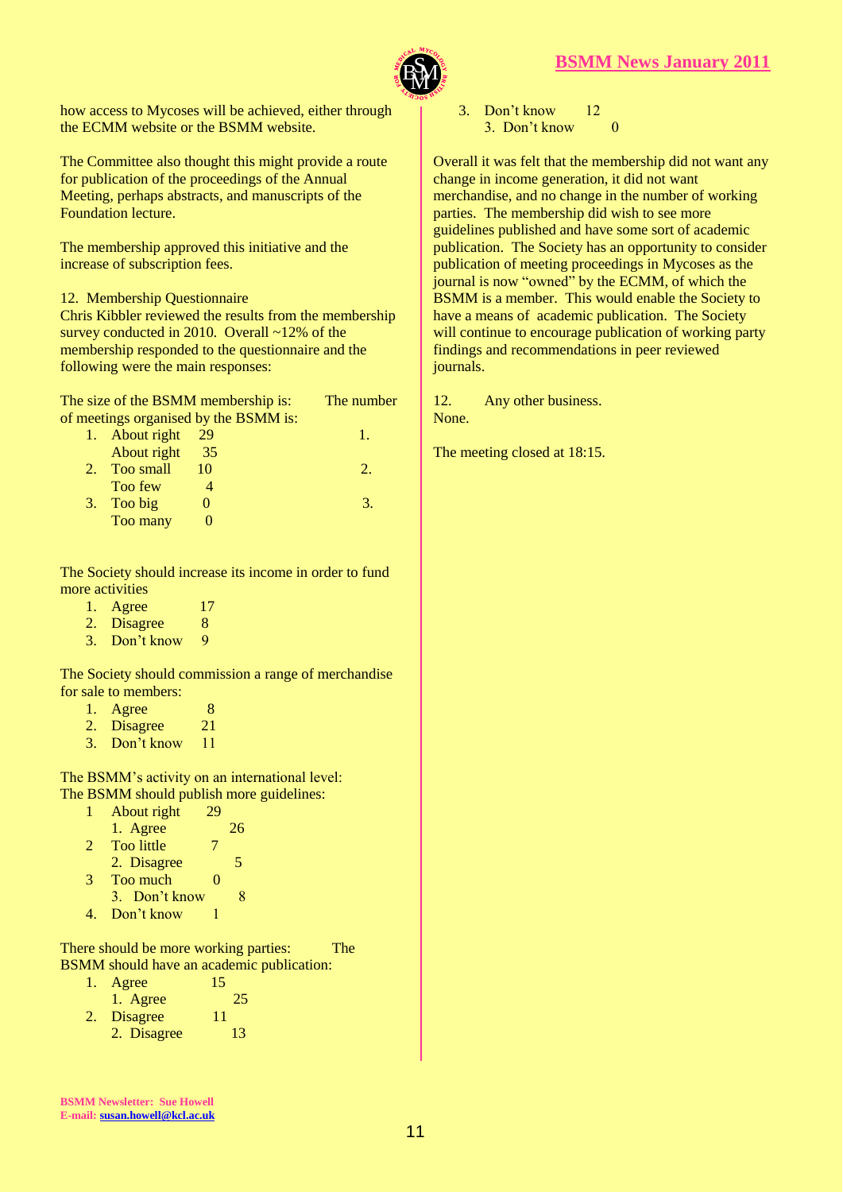how access to Mycoses will be achieved, either through the ECMM website or the BSMM website.

The Committee also thought this might provide a route for publication of the proceedings of the Annual Meeting, perhaps abstracts, and manuscripts of the Foundation lecture.

The membership approved this initiative and the increase of subscription fees.

12. Membership Questionnaire

Chris Kibbler reviewed the results from the membership survey conducted in 2010. Overall ~12% of the membership responded to the questionnaire and the following were the main responses:

The size of the BSMM membership is:
1. About right 29
2. Too small 10
3. Too big 0

The number of meetings organised by the BSMM is:
1. About right 35
2. Too few 4
3. Too many 0

The Society should increase its income in order to fund more activities
1. Agree 17
2. Disagree 8
3. Don't know 9

The Society should commission a range of merchandise for sale to members:
1. Agree 8
2. Disagree 21
3. Don't know 11

The BSMM's activity on an international level:
1. About right 29
2. Too little 7
3. Too much 0
4. Don't know 1

The BSMM should publish more guidelines:
1. Agree 26
2. Disagree 5
3. Don't know 8

There should be more working parties:
1. Agree 15
2. Disagree 11
3. Don't know 12

The BSMM should have an academic publication:
1. Agree 25
2. Disagree 13
3. Don't know 0

Overall it was felt that the membership did not want any change in income generation, it did not want merchandise, and no change in the number of working parties. The membership did wish to see more guidelines published and have some sort of academic publication. The Society has an opportunity to consider publication of meeting proceedings in Mycoses as the journal is now "owned" by the ECMM, of which the BSMM is a member. This would enable the Society to have a means of academic publication. The Society will continue to encourage publication of working party findings and recommendations in peer reviewed journals.

12. Any other business.

None.

The meeting closed at 18:15.

**BSMM Newsletter: Sue Howell**
**E-mail: susan.howell@kcl.ac.uk**